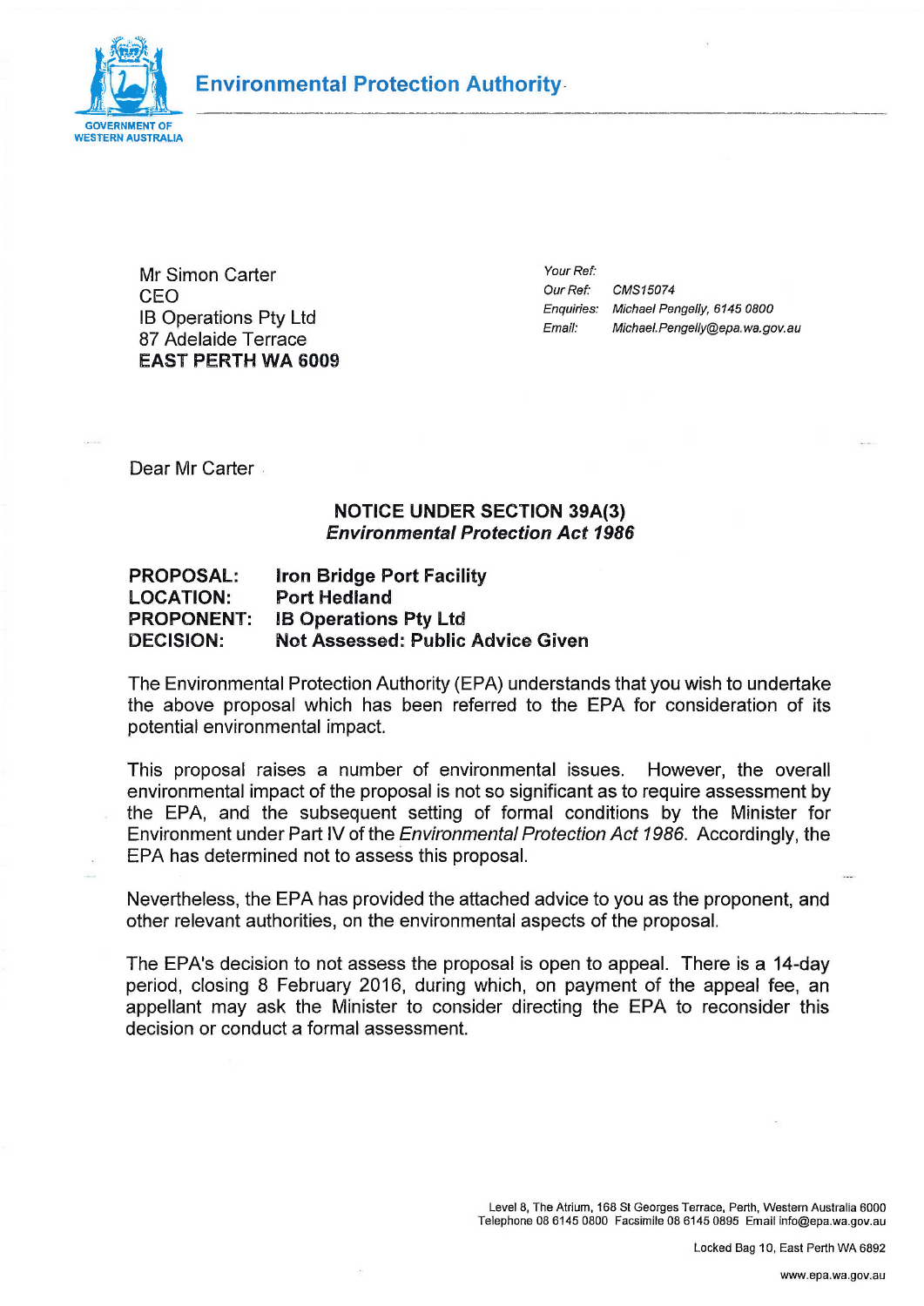**Environmental Protection Authority**

GOVERNMENT OF WESTERN AUSTRALIA

Mr Simon Carter
CEO
IB Operations Pty Ltd
87 Adelaide Terrace
**EAST PERTH WA 6009**

*Your Ref:*
*Our Ref:* *CMS15074*
*Enquiries:* *Michael Pengelly, 6145 0800*
*Email:* *Michael.Pengelly@epa.wa.gov.au*

Dear Mr Carter

**NOTICE UNDER SECTION 39A(3)**
***Environmental Protection Act 1986***

| | |
|---|---|
| **PROPOSAL:** | **Iron Bridge Port Facility** |
| **LOCATION:** | **Port Hedland** |
| **PROPONENT:** | **IB Operations Pty Ltd** |
| **DECISION:** | **Not Assessed: Public Advice Given** |

The Environmental Protection Authority (EPA) understands that you wish to undertake the above proposal which has been referred to the EPA for consideration of its potential environmental impact.

This proposal raises a number of environmental issues. However, the overall environmental impact of the proposal is not so significant as to require assessment by the EPA, and the subsequent setting of formal conditions by the Minister for Environment under Part IV of the *Environmental Protection Act 1986*. Accordingly, the EPA has determined not to assess this proposal.

Nevertheless, the EPA has provided the attached advice to you as the proponent, and other relevant authorities, on the environmental aspects of the proposal.

The EPA's decision to not assess the proposal is open to appeal. There is a 14-day period, closing 8 February 2016, during which, on payment of the appeal fee, an appellant may ask the Minister to consider directing the EPA to reconsider this decision or conduct a formal assessment.

Level 8, The Atrium, 168 St Georges Terrace, Perth, Western Australia 6000
Telephone 08 6145 0800 Facsimile 08 6145 0895 Email info@epa.wa.gov.au

Locked Bag 10, East Perth WA 6892

www.epa.wa.gov.au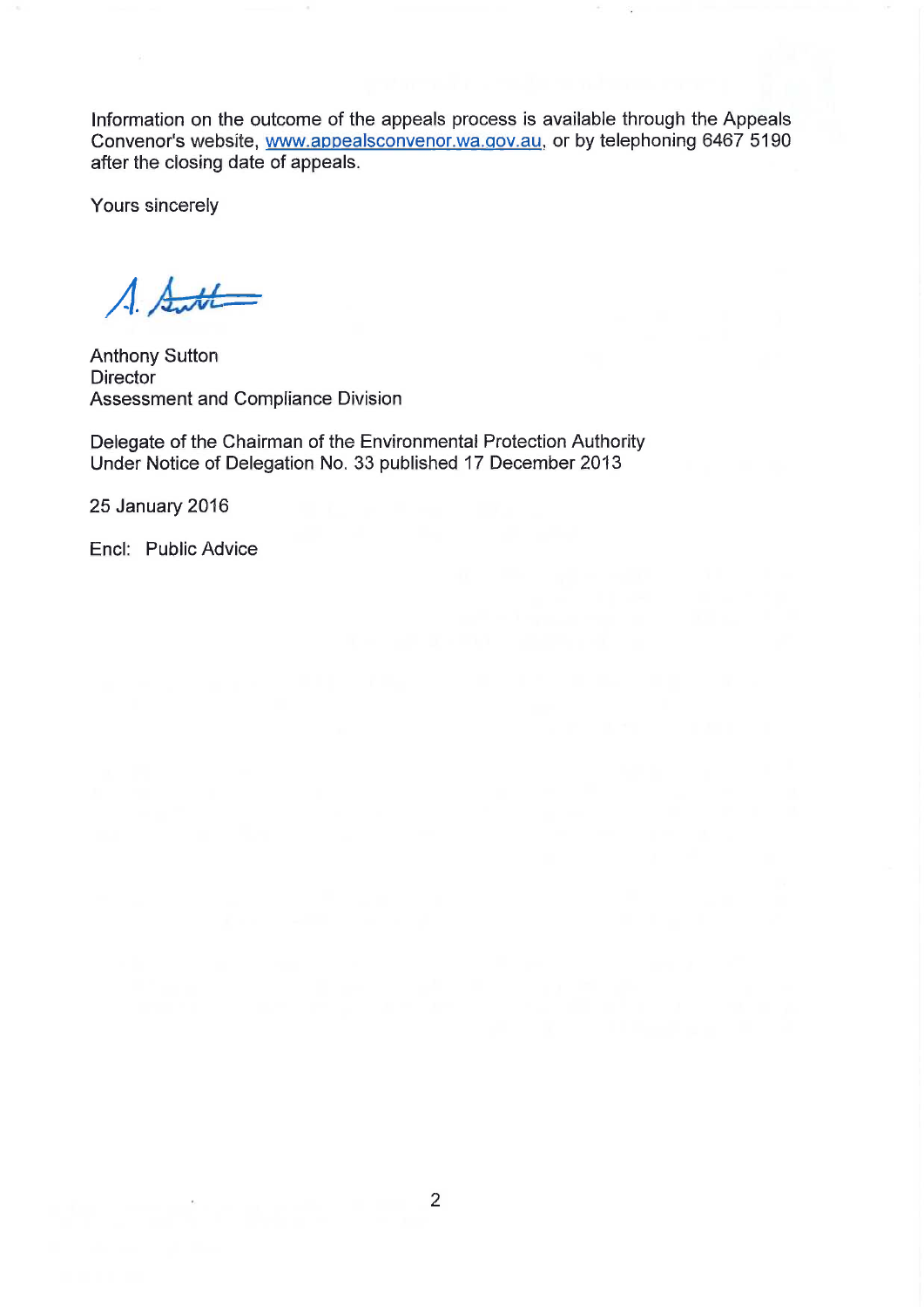Information on the outcome of the appeals process is available through the Appeals Convenor's website, www.appealsconvenor.wa.gov.au, or by telephoning 6467 5190 after the closing date of appeals.

Yours sincerely

Anthony Sutton
Director
Assessment and Compliance Division

Delegate of the Chairman of the Environmental Protection Authority
Under Notice of Delegation No. 33 published 17 December 2013

25 January 2016

Encl: Public Advice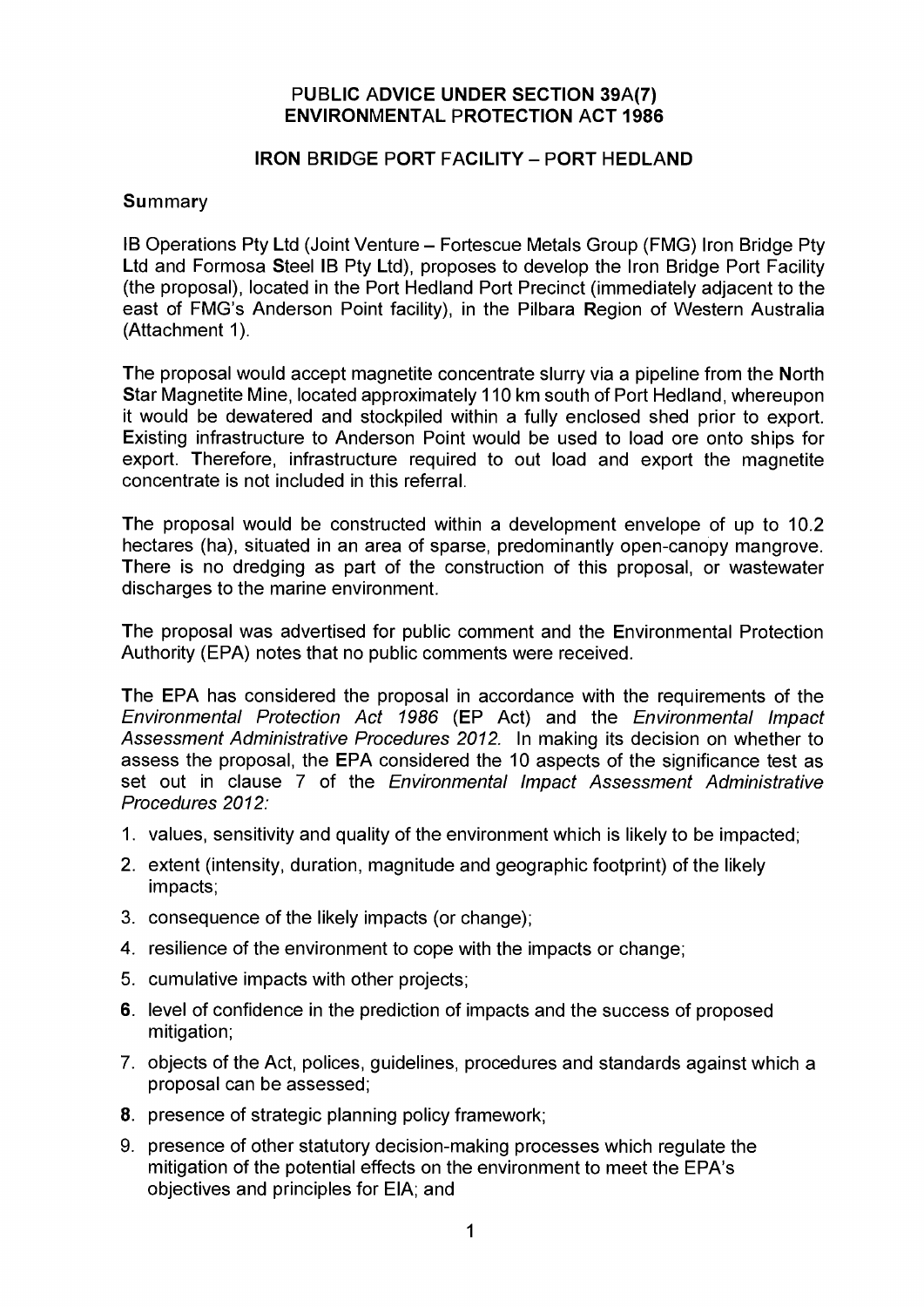**PUBLIC ADVICE UNDER SECTION 39A(7)**
**ENVIRONMENTAL PROTECTION ACT 1986**

**IRON BRIDGE PORT FACILITY – PORT HEDLAND**

**Summary**

IB Operations Pty Ltd (Joint Venture – Fortescue Metals Group (FMG) Iron Bridge Pty Ltd and Formosa Steel IB Pty Ltd), proposes to develop the Iron Bridge Port Facility (the proposal), located in the Port Hedland Port Precinct (immediately adjacent to the east of FMG's Anderson Point facility), in the Pilbara Region of Western Australia (Attachment 1).

The proposal would accept magnetite concentrate slurry via a pipeline from the North Star Magnetite Mine, located approximately 110 km south of Port Hedland, whereupon it would be dewatered and stockpiled within a fully enclosed shed prior to export. Existing infrastructure to Anderson Point would be used to load ore onto ships for export. Therefore, infrastructure required to out load and export the magnetite concentrate is not included in this referral.

The proposal would be constructed within a development envelope of up to 10.2 hectares (ha), situated in an area of sparse, predominantly open-canopy mangrove. There is no dredging as part of the construction of this proposal, or wastewater discharges to the marine environment.

The proposal was advertised for public comment and the Environmental Protection Authority (EPA) notes that no public comments were received.

The EPA has considered the proposal in accordance with the requirements of the *Environmental Protection Act 1986* (EP Act) and the *Environmental Impact Assessment Administrative Procedures 2012*. In making its decision on whether to assess the proposal, the EPA considered the 10 aspects of the significance test as set out in clause 7 of the *Environmental Impact Assessment Administrative Procedures 2012:*

1. values, sensitivity and quality of the environment which is likely to be impacted;
2. extent (intensity, duration, magnitude and geographic footprint) of the likely impacts;
3. consequence of the likely impacts (or change);
4. resilience of the environment to cope with the impacts or change;
5. cumulative impacts with other projects;
6. level of confidence in the prediction of impacts and the success of proposed mitigation;
7. objects of the Act, polices, guidelines, procedures and standards against which a proposal can be assessed;
8. presence of strategic planning policy framework;
9. presence of other statutory decision-making processes which regulate the mitigation of the potential effects on the environment to meet the EPA's objectives and principles for EIA; and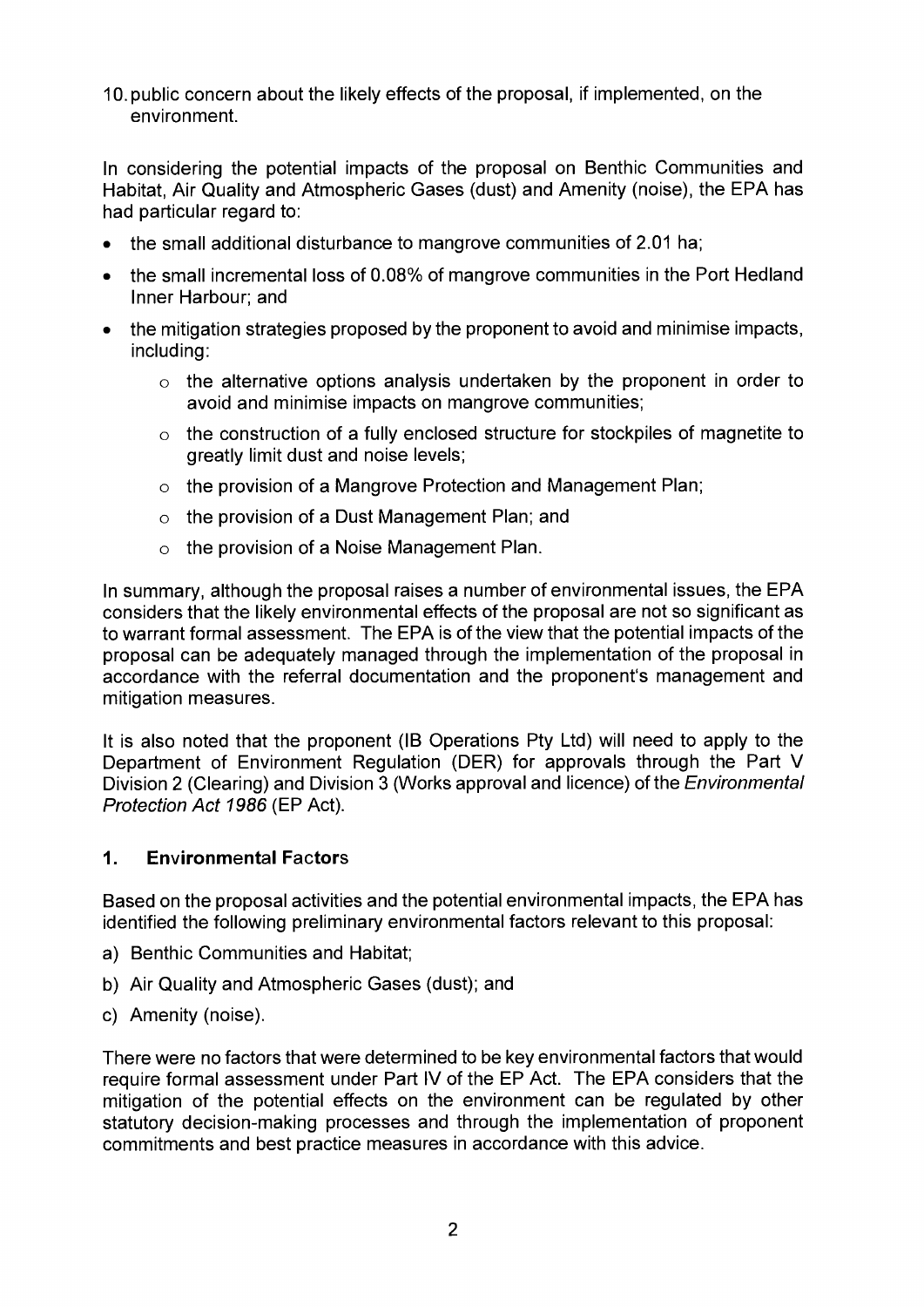10. public concern about the likely effects of the proposal, if implemented, on the environment.

In considering the potential impacts of the proposal on Benthic Communities and Habitat, Air Quality and Atmospheric Gases (dust) and Amenity (noise), the EPA has had particular regard to:

- the small additional disturbance to mangrove communities of 2.01 ha;
- the small incremental loss of 0.08% of mangrove communities in the Port Hedland Inner Harbour; and
- the mitigation strategies proposed by the proponent to avoid and minimise impacts, including:
  - the alternative options analysis undertaken by the proponent in order to avoid and minimise impacts on mangrove communities;
  - the construction of a fully enclosed structure for stockpiles of magnetite to greatly limit dust and noise levels;
  - the provision of a Mangrove Protection and Management Plan;
  - the provision of a Dust Management Plan; and
  - the provision of a Noise Management Plan.

In summary, although the proposal raises a number of environmental issues, the EPA considers that the likely environmental effects of the proposal are not so significant as to warrant formal assessment. The EPA is of the view that the potential impacts of the proposal can be adequately managed through the implementation of the proposal in accordance with the referral documentation and the proponent's management and mitigation measures.

It is also noted that the proponent (IB Operations Pty Ltd) will need to apply to the Department of Environment Regulation (DER) for approvals through the Part V Division 2 (Clearing) and Division 3 (Works approval and licence) of the *Environmental Protection Act 1986* (EP Act).

## 1. Environmental Factors

Based on the proposal activities and the potential environmental impacts, the EPA has identified the following preliminary environmental factors relevant to this proposal:

a) Benthic Communities and Habitat;

b) Air Quality and Atmospheric Gases (dust); and

c) Amenity (noise).

There were no factors that were determined to be key environmental factors that would require formal assessment under Part IV of the EP Act. The EPA considers that the mitigation of the potential effects on the environment can be regulated by other statutory decision-making processes and through the implementation of proponent commitments and best practice measures in accordance with this advice.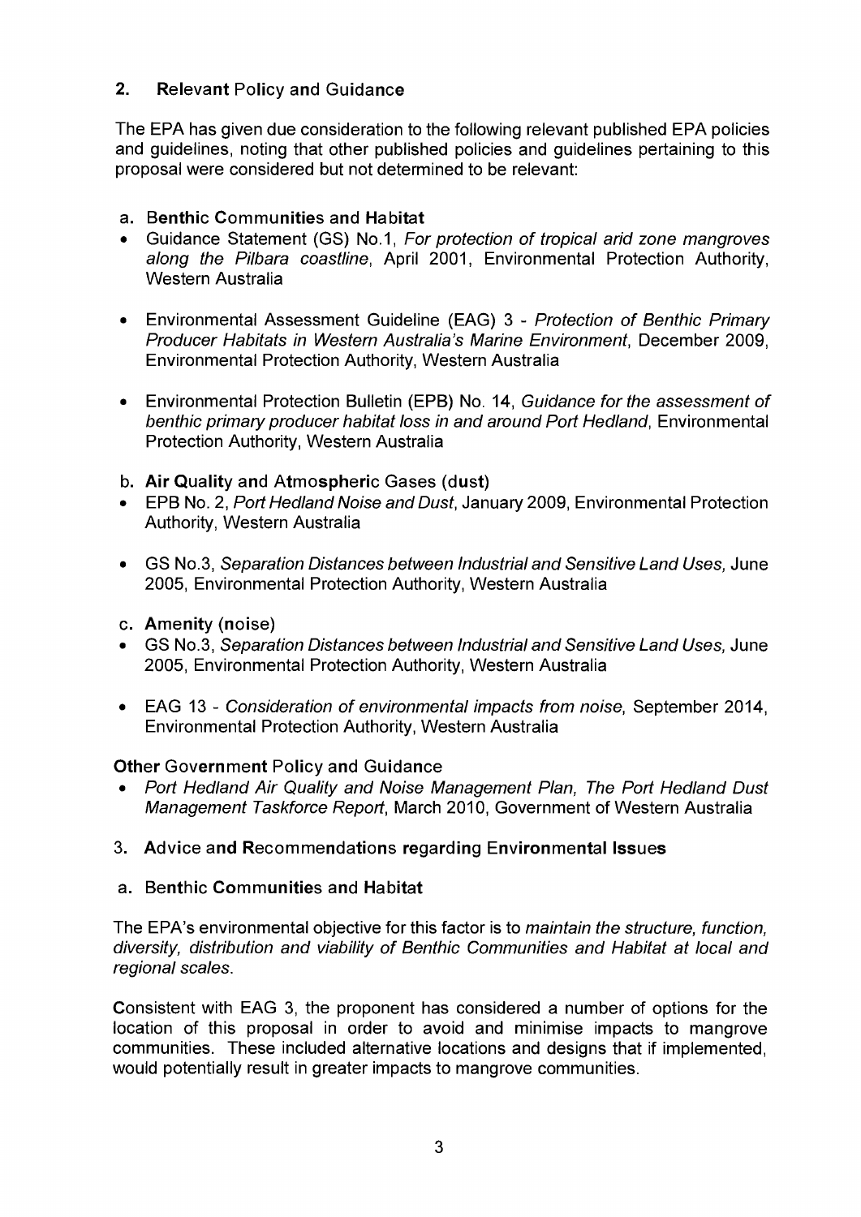## 2. Relevant Policy and Guidance

The EPA has given due consideration to the following relevant published EPA policies and guidelines, noting that other published policies and guidelines pertaining to this proposal were considered but not determined to be relevant:

### a. Benthic Communities and Habitat

- Guidance Statement (GS) No.1, *For protection of tropical arid zone mangroves along the Pilbara coastline*, April 2001, Environmental Protection Authority, Western Australia

- Environmental Assessment Guideline (EAG) 3 - *Protection of Benthic Primary Producer Habitats in Western Australia's Marine Environment*, December 2009, Environmental Protection Authority, Western Australia

- Environmental Protection Bulletin (EPB) No. 14, *Guidance for the assessment of benthic primary producer habitat loss in and around Port Hedland*, Environmental Protection Authority, Western Australia

### b. Air Quality and Atmospheric Gases (dust)

- EPB No. 2, *Port Hedland Noise and Dust*, January 2009, Environmental Protection Authority, Western Australia

- GS No.3, *Separation Distances between Industrial and Sensitive Land Uses,* June 2005, Environmental Protection Authority, Western Australia

### c. Amenity (noise)

- GS No.3, *Separation Distances between Industrial and Sensitive Land Uses,* June 2005, Environmental Protection Authority, Western Australia

- EAG 13 - *Consideration of environmental impacts from noise*, September 2014, Environmental Protection Authority, Western Australia

### Other Government Policy and Guidance

- *Port Hedland Air Quality and Noise Management Plan, The Port Hedland Dust Management Taskforce Report*, March 2010, Government of Western Australia

## 3. Advice and Recommendations regarding Environmental Issues

### a. Benthic Communities and Habitat

The EPA's environmental objective for this factor is to *maintain the structure, function, diversity, distribution and viability of Benthic Communities and Habitat at local and regional scales.*

Consistent with EAG 3, the proponent has considered a number of options for the location of this proposal in order to avoid and minimise impacts to mangrove communities. These included alternative locations and designs that if implemented, would potentially result in greater impacts to mangrove communities.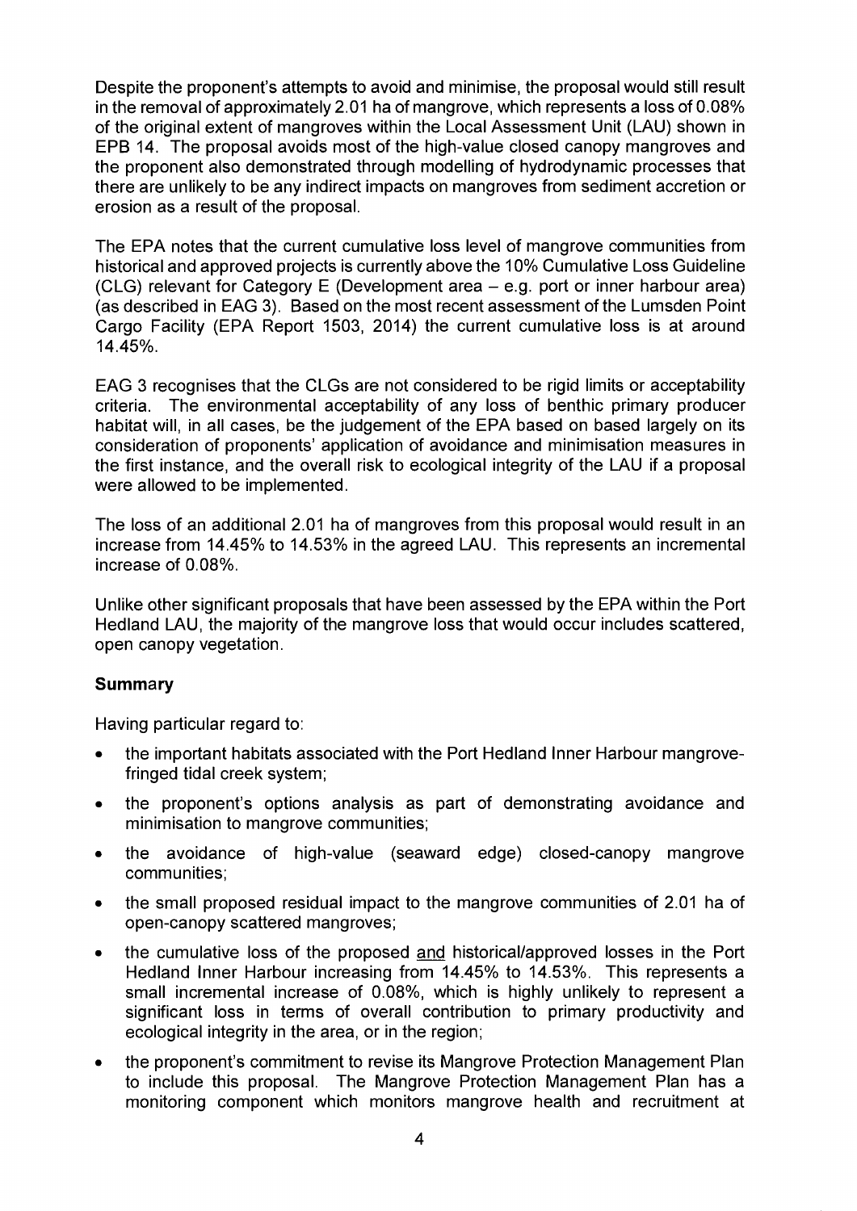Despite the proponent's attempts to avoid and minimise, the proposal would still result in the removal of approximately 2.01 ha of mangrove, which represents a loss of 0.08% of the original extent of mangroves within the Local Assessment Unit (LAU) shown in EPB 14. The proposal avoids most of the high-value closed canopy mangroves and the proponent also demonstrated through modelling of hydrodynamic processes that there are unlikely to be any indirect impacts on mangroves from sediment accretion or erosion as a result of the proposal.

The EPA notes that the current cumulative loss level of mangrove communities from historical and approved projects is currently above the 10% Cumulative Loss Guideline (CLG) relevant for Category E (Development area – e.g. port or inner harbour area) (as described in EAG 3). Based on the most recent assessment of the Lumsden Point Cargo Facility (EPA Report 1503, 2014) the current cumulative loss is at around 14.45%.

EAG 3 recognises that the CLGs are not considered to be rigid limits or acceptability criteria. The environmental acceptability of any loss of benthic primary producer habitat will, in all cases, be the judgement of the EPA based on based largely on its consideration of proponents' application of avoidance and minimisation measures in the first instance, and the overall risk to ecological integrity of the LAU if a proposal were allowed to be implemented.

The loss of an additional 2.01 ha of mangroves from this proposal would result in an increase from 14.45% to 14.53% in the agreed LAU. This represents an incremental increase of 0.08%.

Unlike other significant proposals that have been assessed by the EPA within the Port Hedland LAU, the majority of the mangrove loss that would occur includes scattered, open canopy vegetation.

## Summary

Having particular regard to:

- the important habitats associated with the Port Hedland Inner Harbour mangrove-fringed tidal creek system;
- the proponent's options analysis as part of demonstrating avoidance and minimisation to mangrove communities;
- the avoidance of high-value (seaward edge) closed-canopy mangrove communities;
- the small proposed residual impact to the mangrove communities of 2.01 ha of open-canopy scattered mangroves;
- the cumulative loss of the proposed <u>and</u> historical/approved losses in the Port Hedland Inner Harbour increasing from 14.45% to 14.53%. This represents a small incremental increase of 0.08%, which is highly unlikely to represent a significant loss in terms of overall contribution to primary productivity and ecological integrity in the area, or in the region;
- the proponent's commitment to revise its Mangrove Protection Management Plan to include this proposal. The Mangrove Protection Management Plan has a monitoring component which monitors mangrove health and recruitment at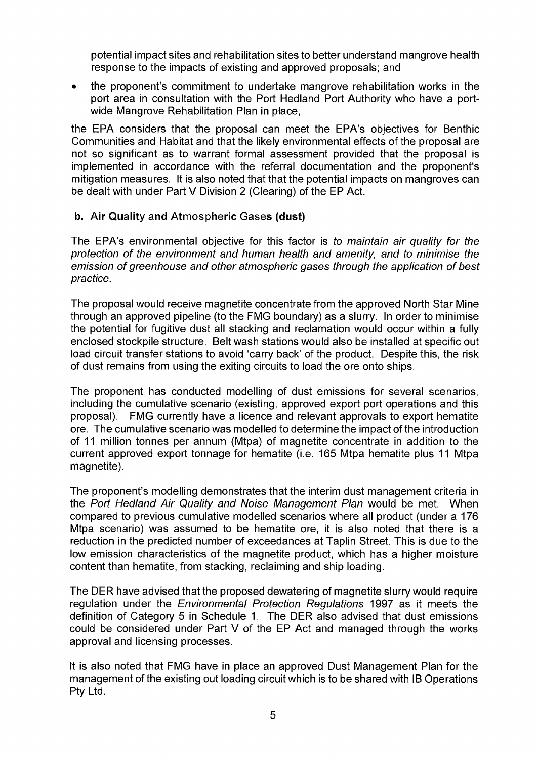potential impact sites and rehabilitation sites to better understand mangrove health response to the impacts of existing and approved proposals; and

- the proponent's commitment to undertake mangrove rehabilitation works in the port area in consultation with the Port Hedland Port Authority who have a port-wide Mangrove Rehabilitation Plan in place,

the EPA considers that the proposal can meet the EPA's objectives for Benthic Communities and Habitat and that the likely environmental effects of the proposal are not so significant as to warrant formal assessment provided that the proposal is implemented in accordance with the referral documentation and the proponent's mitigation measures. It is also noted that that the potential impacts on mangroves can be dealt with under Part V Division 2 (Clearing) of the EP Act.

**b. Air Quality and Atmospheric Gases (dust)**

The EPA's environmental objective for this factor is *to maintain air quality for the protection of the environment and human health and amenity, and to minimise the emission of greenhouse and other atmospheric gases through the application of best practice.*

The proposal would receive magnetite concentrate from the approved North Star Mine through an approved pipeline (to the FMG boundary) as a slurry. In order to minimise the potential for fugitive dust all stacking and reclamation would occur within a fully enclosed stockpile structure. Belt wash stations would also be installed at specific out load circuit transfer stations to avoid 'carry back' of the product. Despite this, the risk of dust remains from using the exiting circuits to load the ore onto ships.

The proponent has conducted modelling of dust emissions for several scenarios, including the cumulative scenario (existing, approved export port operations and this proposal). FMG currently have a licence and relevant approvals to export hematite ore. The cumulative scenario was modelled to determine the impact of the introduction of 11 million tonnes per annum (Mtpa) of magnetite concentrate in addition to the current approved export tonnage for hematite (i.e. 165 Mtpa hematite plus 11 Mtpa magnetite).

The proponent's modelling demonstrates that the interim dust management criteria in the *Port Hedland Air Quality and Noise Management Plan* would be met. When compared to previous cumulative modelled scenarios where all product (under a 176 Mtpa scenario) was assumed to be hematite ore, it is also noted that there is a reduction in the predicted number of exceedances at Taplin Street. This is due to the low emission characteristics of the magnetite product, which has a higher moisture content than hematite, from stacking, reclaiming and ship loading.

The DER have advised that the proposed dewatering of magnetite slurry would require regulation under the *Environmental Protection Regulations* 1997 as it meets the definition of Category 5 in Schedule 1. The DER also advised that dust emissions could be considered under Part V of the EP Act and managed through the works approval and licensing processes.

It is also noted that FMG have in place an approved Dust Management Plan for the management of the existing out loading circuit which is to be shared with IB Operations Pty Ltd.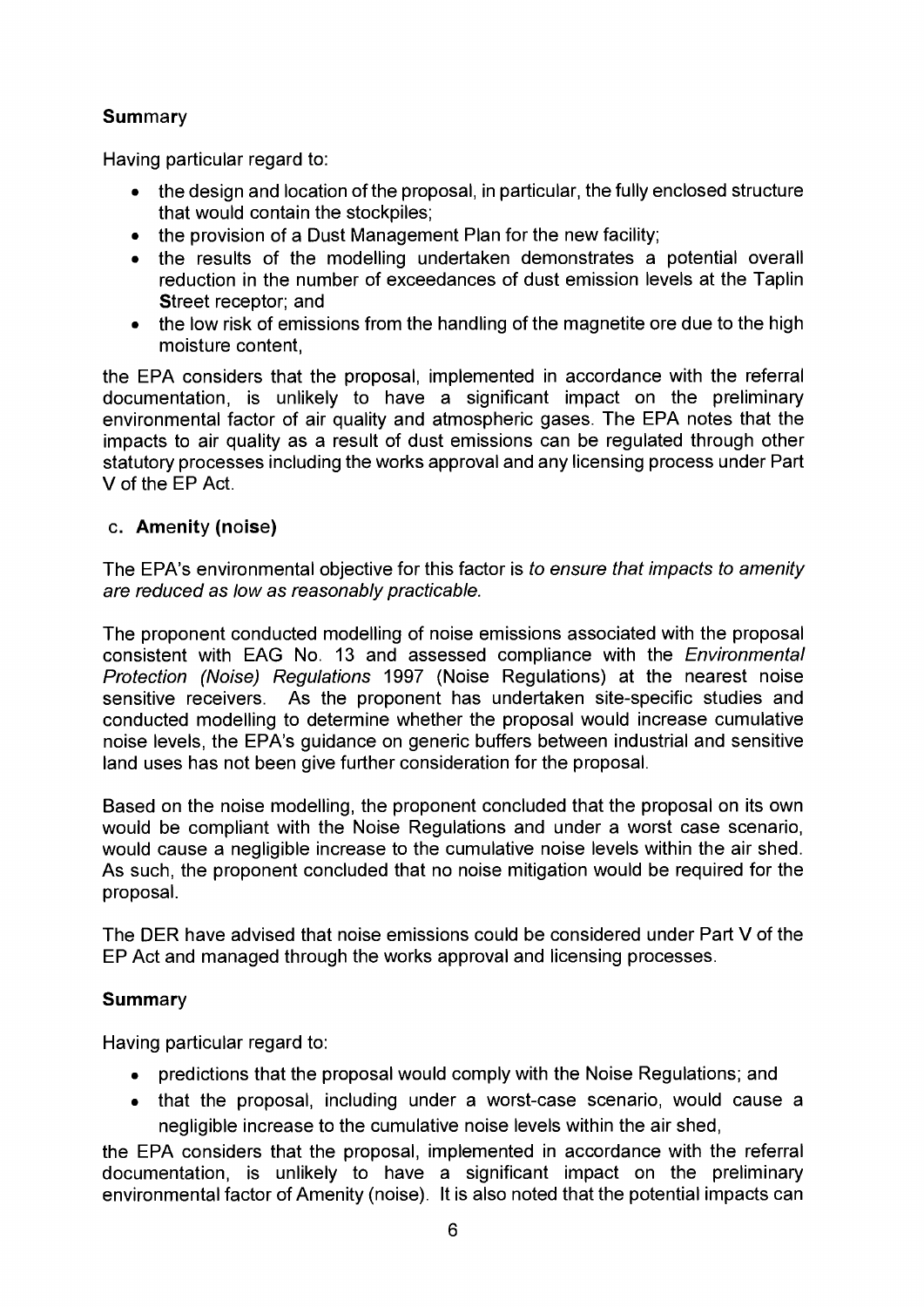**Summary**

Having particular regard to:

- the design and location of the proposal, in particular, the fully enclosed structure that would contain the stockpiles;
- the provision of a Dust Management Plan for the new facility;
- the results of the modelling undertaken demonstrates a potential overall reduction in the number of exceedances of dust emission levels at the Taplin Street receptor; and
- the low risk of emissions from the handling of the magnetite ore due to the high moisture content,

the EPA considers that the proposal, implemented in accordance with the referral documentation, is unlikely to have a significant impact on the preliminary environmental factor of air quality and atmospheric gases. The EPA notes that the impacts to air quality as a result of dust emissions can be regulated through other statutory processes including the works approval and any licensing process under Part V of the EP Act.

### c. Amenity (noise)

The EPA's environmental objective for this factor is *to ensure that impacts to amenity are reduced as low as reasonably practicable.*

The proponent conducted modelling of noise emissions associated with the proposal consistent with EAG No. 13 and assessed compliance with the *Environmental Protection (Noise) Regulations* 1997 (Noise Regulations) at the nearest noise sensitive receivers. As the proponent has undertaken site-specific studies and conducted modelling to determine whether the proposal would increase cumulative noise levels, the EPA's guidance on generic buffers between industrial and sensitive land uses has not been give further consideration for the proposal.

Based on the noise modelling, the proponent concluded that the proposal on its own would be compliant with the Noise Regulations and under a worst case scenario, would cause a negligible increase to the cumulative noise levels within the air shed. As such, the proponent concluded that no noise mitigation would be required for the proposal.

The DER have advised that noise emissions could be considered under Part V of the EP Act and managed through the works approval and licensing processes.

**Summary**

Having particular regard to:

- predictions that the proposal would comply with the Noise Regulations; and
- that the proposal, including under a worst-case scenario, would cause a negligible increase to the cumulative noise levels within the air shed,

the EPA considers that the proposal, implemented in accordance with the referral documentation, is unlikely to have a significant impact on the preliminary environmental factor of Amenity (noise). It is also noted that the potential impacts can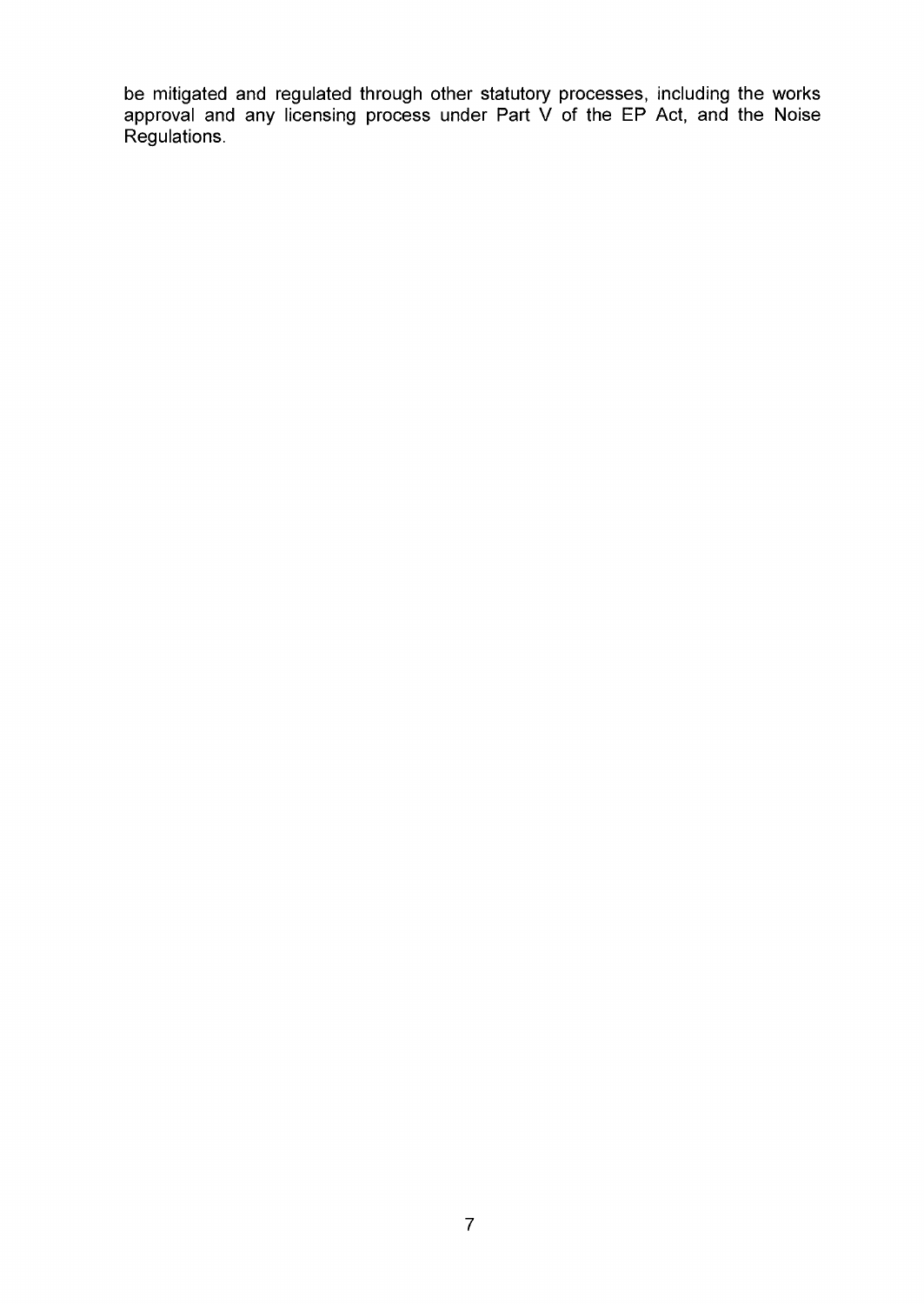be mitigated and regulated through other statutory processes, including the works approval and any licensing process under Part V of the EP Act, and the Noise Regulations.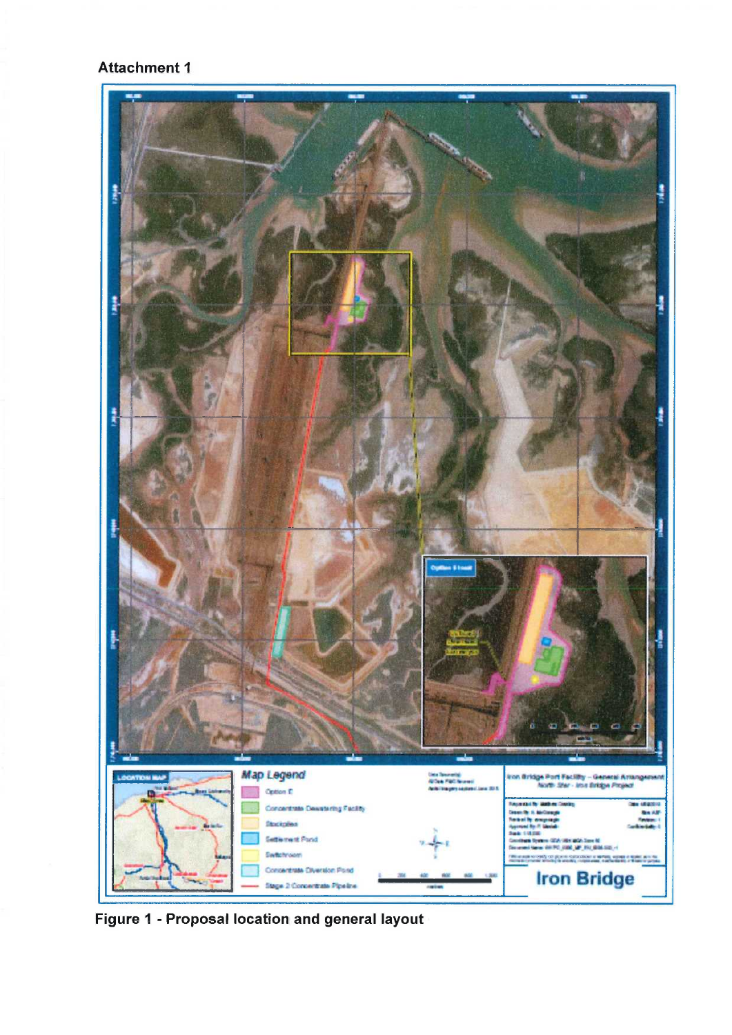Attachment 1

Map Legend

Option E

Concentrate Dewatering Facility

Stockpiles

Settlement Pond

Switchroom

Concentrate Diversion Pond

Stage 2 Concentrate Pipeline

Iron Bridge Port Facility – General Arrangement

North Star - Iron Bridge Project

Iron Bridge

**Figure 1 - Proposal location and general layout**